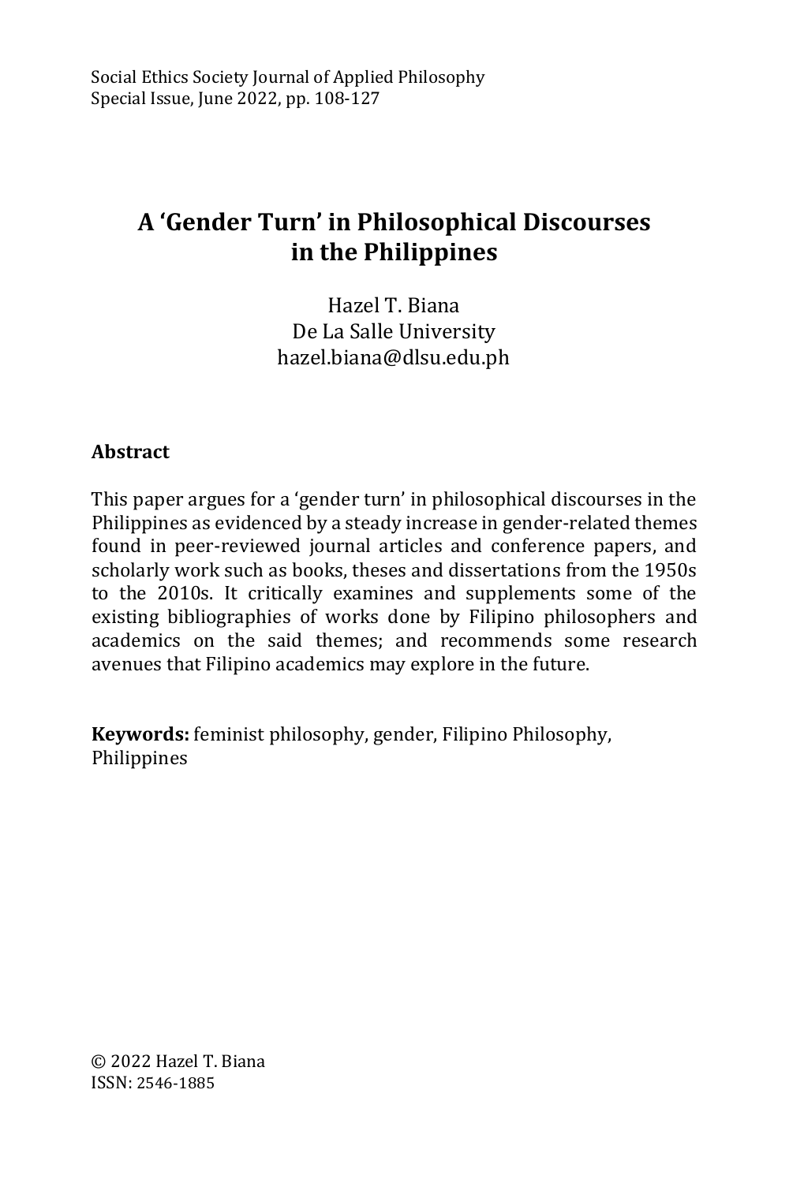# A 'Gender Turn' in Philosophical Discourses in the Philippines

Hazel T. Biana
De La Salle University
hazel.biana@dlsu.edu.ph

## Abstract

This paper argues for a 'gender turn' in philosophical discourses in the Philippines as evidenced by a steady increase in gender-related themes found in peer-reviewed journal articles and conference papers, and scholarly work such as books, theses and dissertations from the 1950s to the 2010s. It critically examines and supplements some of the existing bibliographies of works done by Filipino philosophers and academics on the said themes; and recommends some research avenues that Filipino academics may explore in the future.

**Keywords:** feminist philosophy, gender, Filipino Philosophy, Philippines

© 2022 Hazel T. Biana
ISSN: 2546-1885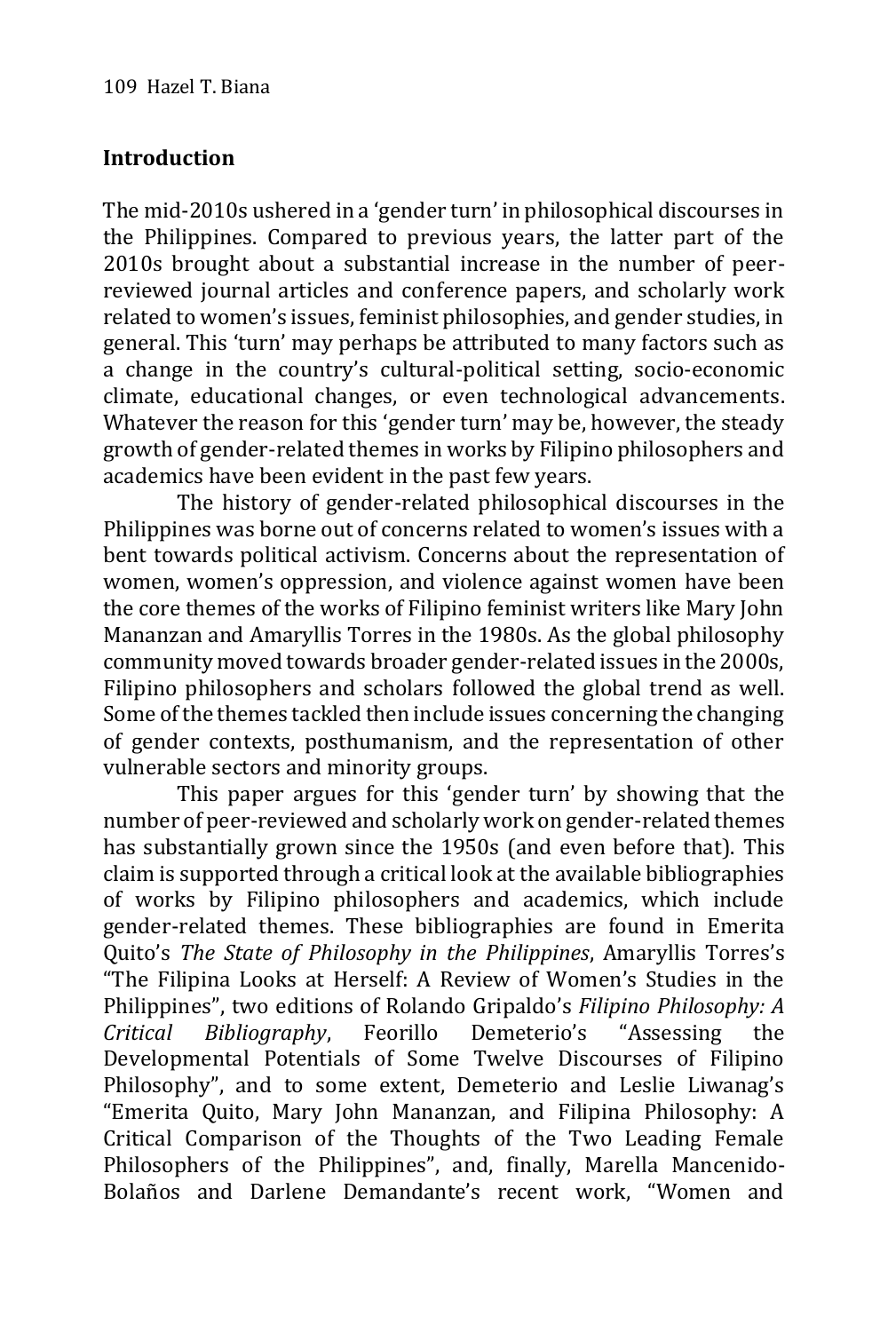## Introduction

The mid-2010s ushered in a 'gender turn' in philosophical discourses in the Philippines. Compared to previous years, the latter part of the 2010s brought about a substantial increase in the number of peer-reviewed journal articles and conference papers, and scholarly work related to women's issues, feminist philosophies, and gender studies, in general. This 'turn' may perhaps be attributed to many factors such as a change in the country's cultural-political setting, socio-economic climate, educational changes, or even technological advancements. Whatever the reason for this 'gender turn' may be, however, the steady growth of gender-related themes in works by Filipino philosophers and academics have been evident in the past few years.

The history of gender-related philosophical discourses in the Philippines was borne out of concerns related to women's issues with a bent towards political activism. Concerns about the representation of women, women's oppression, and violence against women have been the core themes of the works of Filipino feminist writers like Mary John Mananzan and Amaryllis Torres in the 1980s. As the global philosophy community moved towards broader gender-related issues in the 2000s, Filipino philosophers and scholars followed the global trend as well. Some of the themes tackled then include issues concerning the changing of gender contexts, posthumanism, and the representation of other vulnerable sectors and minority groups.

This paper argues for this 'gender turn' by showing that the number of peer-reviewed and scholarly work on gender-related themes has substantially grown since the 1950s (and even before that). This claim is supported through a critical look at the available bibliographies of works by Filipino philosophers and academics, which include gender-related themes. These bibliographies are found in Emerita Quito's *The State of Philosophy in the Philippines*, Amaryllis Torres's "The Filipina Looks at Herself: A Review of Women's Studies in the Philippines", two editions of Rolando Gripaldo's *Filipino Philosophy: A Critical Bibliography*, Feorillo Demeterio's "Assessing the Developmental Potentials of Some Twelve Discourses of Filipino Philosophy", and to some extent, Demeterio and Leslie Liwanag's "Emerita Quito, Mary John Mananzan, and Filipina Philosophy: A Critical Comparison of the Thoughts of the Two Leading Female Philosophers of the Philippines", and, finally, Marella Mancenido-Bolaños and Darlene Demandante's recent work, "Women and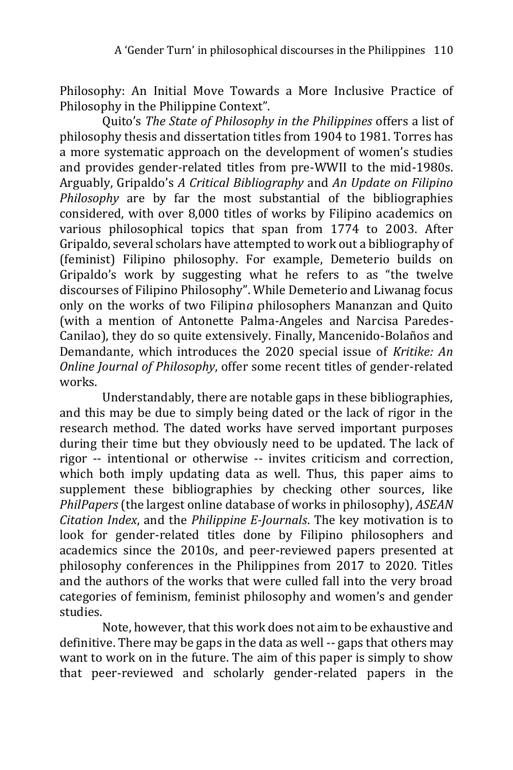Philosophy: An Initial Move Towards a More Inclusive Practice of Philosophy in the Philippine Context".

Quito's *The State of Philosophy in the Philippines* offers a list of philosophy thesis and dissertation titles from 1904 to 1981. Torres has a more systematic approach on the development of women's studies and provides gender-related titles from pre-WWII to the mid-1980s. Arguably, Gripaldo's *A Critical Bibliography* and *An Update on Filipino Philosophy* are by far the most substantial of the bibliographies considered, with over 8,000 titles of works by Filipino academics on various philosophical topics that span from 1774 to 2003. After Gripaldo, several scholars have attempted to work out a bibliography of (feminist) Filipino philosophy. For example, Demeterio builds on Gripaldo's work by suggesting what he refers to as "the twelve discourses of Filipino Philosophy". While Demeterio and Liwanag focus only on the works of two Filipin*a* philosophers Mananzan and Quito (with a mention of Antonette Palma-Angeles and Narcisa Paredes-Canilao), they do so quite extensively. Finally, Mancenido-Bolaños and Demandante, which introduces the 2020 special issue of *Kritike: An Online Journal of Philosophy*, offer some recent titles of gender-related works.

Understandably, there are notable gaps in these bibliographies, and this may be due to simply being dated or the lack of rigor in the research method. The dated works have served important purposes during their time but they obviously need to be updated. The lack of rigor -- intentional or otherwise -- invites criticism and correction, which both imply updating data as well. Thus, this paper aims to supplement these bibliographies by checking other sources, like *PhilPapers* (the largest online database of works in philosophy), *ASEAN Citation Index*, and the *Philippine E-Journals*. The key motivation is to look for gender-related titles done by Filipino philosophers and academics since the 2010s, and peer-reviewed papers presented at philosophy conferences in the Philippines from 2017 to 2020. Titles and the authors of the works that were culled fall into the very broad categories of feminism, feminist philosophy and women's and gender studies.

Note, however, that this work does not aim to be exhaustive and definitive. There may be gaps in the data as well -- gaps that others may want to work on in the future. The aim of this paper is simply to show that peer-reviewed and scholarly gender-related papers in the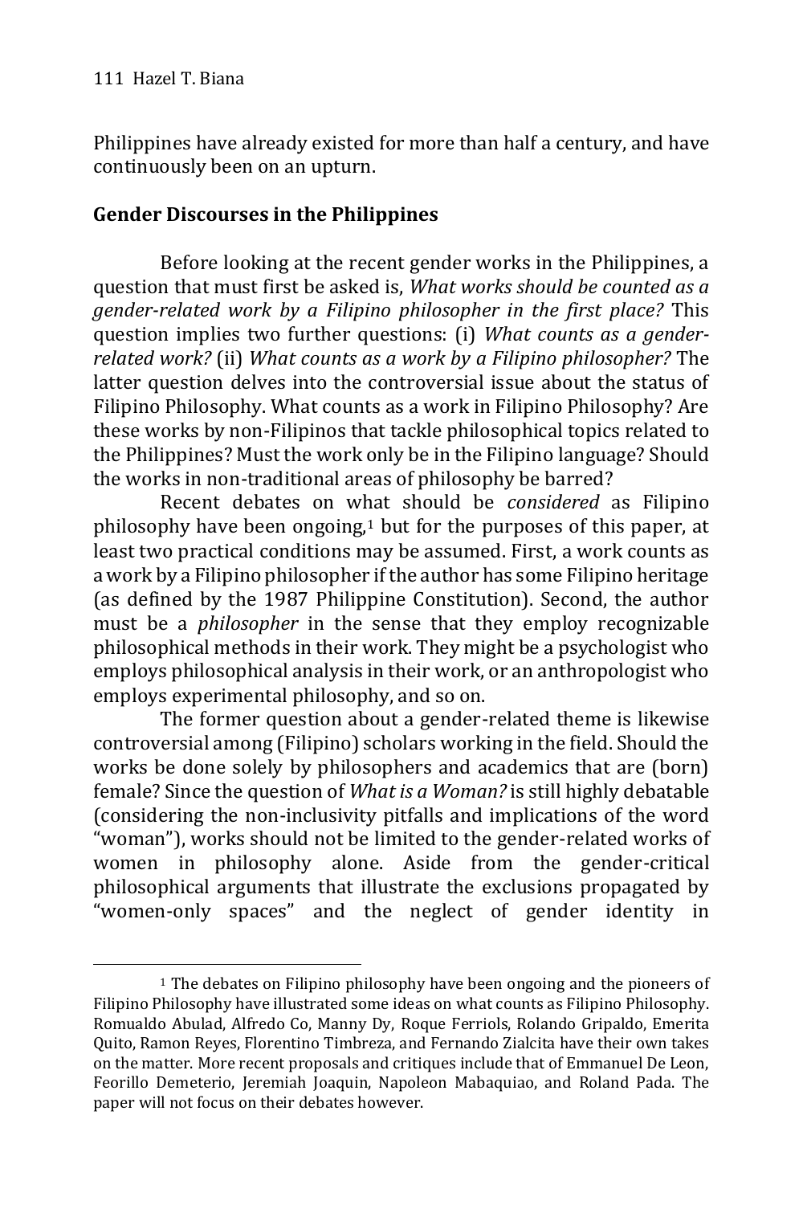Philippines have already existed for more than half a century, and have continuously been on an upturn.

## Gender Discourses in the Philippines

Before looking at the recent gender works in the Philippines, a question that must first be asked is, *What works should be counted as a gender-related work by a Filipino philosopher in the first place?* This question implies two further questions: (i) *What counts as a gender-related work?* (ii) *What counts as a work by a Filipino philosopher?* The latter question delves into the controversial issue about the status of Filipino Philosophy. What counts as a work in Filipino Philosophy? Are these works by non-Filipinos that tackle philosophical topics related to the Philippines? Must the work only be in the Filipino language? Should the works in non-traditional areas of philosophy be barred?

Recent debates on what should be *considered* as Filipino philosophy have been ongoing,[1] but for the purposes of this paper, at least two practical conditions may be assumed. First, a work counts as a work by a Filipino philosopher if the author has some Filipino heritage (as defined by the 1987 Philippine Constitution). Second, the author must be a *philosopher* in the sense that they employ recognizable philosophical methods in their work. They might be a psychologist who employs philosophical analysis in their work, or an anthropologist who employs experimental philosophy, and so on.

The former question about a gender-related theme is likewise controversial among (Filipino) scholars working in the field. Should the works be done solely by philosophers and academics that are (born) female? Since the question of *What is a Woman?* is still highly debatable (considering the non-inclusivity pitfalls and implications of the word "woman"), works should not be limited to the gender-related works of women in philosophy alone. Aside from the gender-critical philosophical arguments that illustrate the exclusions propagated by "women-only spaces" and the neglect of gender identity in

---

[1] The debates on Filipino philosophy have been ongoing and the pioneers of Filipino Philosophy have illustrated some ideas on what counts as Filipino Philosophy. Romualdo Abulad, Alfredo Co, Manny Dy, Roque Ferriols, Rolando Gripaldo, Emerita Quito, Ramon Reyes, Florentino Timbreza, and Fernando Zialcita have their own takes on the matter. More recent proposals and critiques include that of Emmanuel De Leon, Feorillo Demeterio, Jeremiah Joaquin, Napoleon Mabaquiao, and Roland Pada. The paper will not focus on their debates however.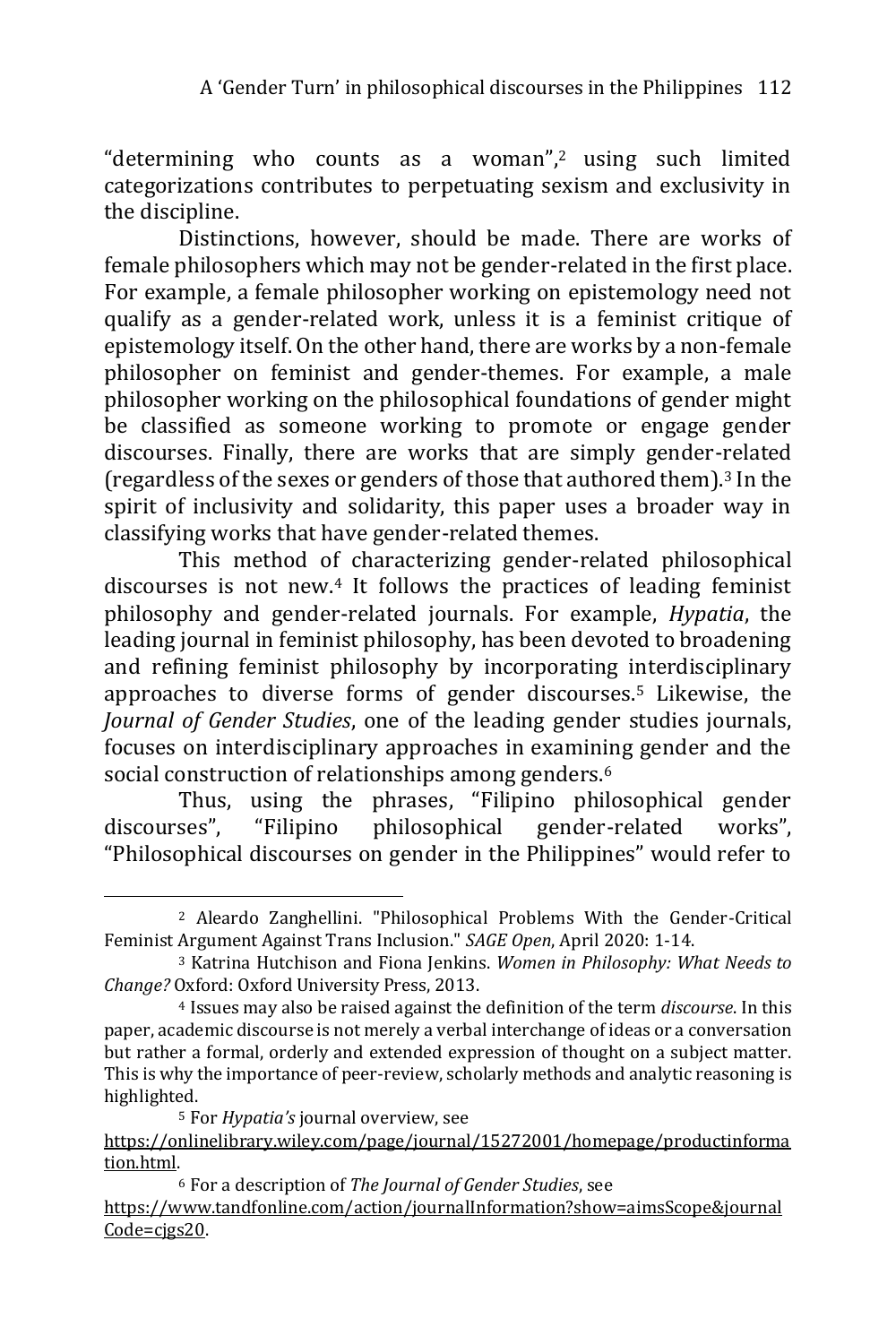"determining who counts as a woman",[2] using such limited categorizations contributes to perpetuating sexism and exclusivity in the discipline.

Distinctions, however, should be made. There are works of female philosophers which may not be gender-related in the first place. For example, a female philosopher working on epistemology need not qualify as a gender-related work, unless it is a feminist critique of epistemology itself. On the other hand, there are works by a non-female philosopher on feminist and gender-themes. For example, a male philosopher working on the philosophical foundations of gender might be classified as someone working to promote or engage gender discourses. Finally, there are works that are simply gender-related (regardless of the sexes or genders of those that authored them).[3] In the spirit of inclusivity and solidarity, this paper uses a broader way in classifying works that have gender-related themes.

This method of characterizing gender-related philosophical discourses is not new.[4] It follows the practices of leading feminist philosophy and gender-related journals. For example, *Hypatia*, the leading journal in feminist philosophy, has been devoted to broadening and refining feminist philosophy by incorporating interdisciplinary approaches to diverse forms of gender discourses.[5] Likewise, the *Journal of Gender Studies*, one of the leading gender studies journals, focuses on interdisciplinary approaches in examining gender and the social construction of relationships among genders.[6]

Thus, using the phrases, "Filipino philosophical gender discourses", "Filipino philosophical gender-related works", "Philosophical discourses on gender in the Philippines" would refer to

---

[2] Aleardo Zanghellini. "Philosophical Problems With the Gender-Critical Feminist Argument Against Trans Inclusion." *SAGE Open*, April 2020: 1-14.

[3] Katrina Hutchison and Fiona Jenkins. *Women in Philosophy: What Needs to Change?* Oxford: Oxford University Press, 2013.

[4] Issues may also be raised against the definition of the term *discourse*. In this paper, academic discourse is not merely a verbal interchange of ideas or a conversation but rather a formal, orderly and extended expression of thought on a subject matter. This is why the importance of peer-review, scholarly methods and analytic reasoning is highlighted.

[5] For *Hypatia's* journal overview, see https://onlinelibrary.wiley.com/page/journal/15272001/homepage/productinformation.html.

[6] For a description of *The Journal of Gender Studies*, see https://www.tandfonline.com/action/journalInformation?show=aimsScope&journalCode=cjgs20.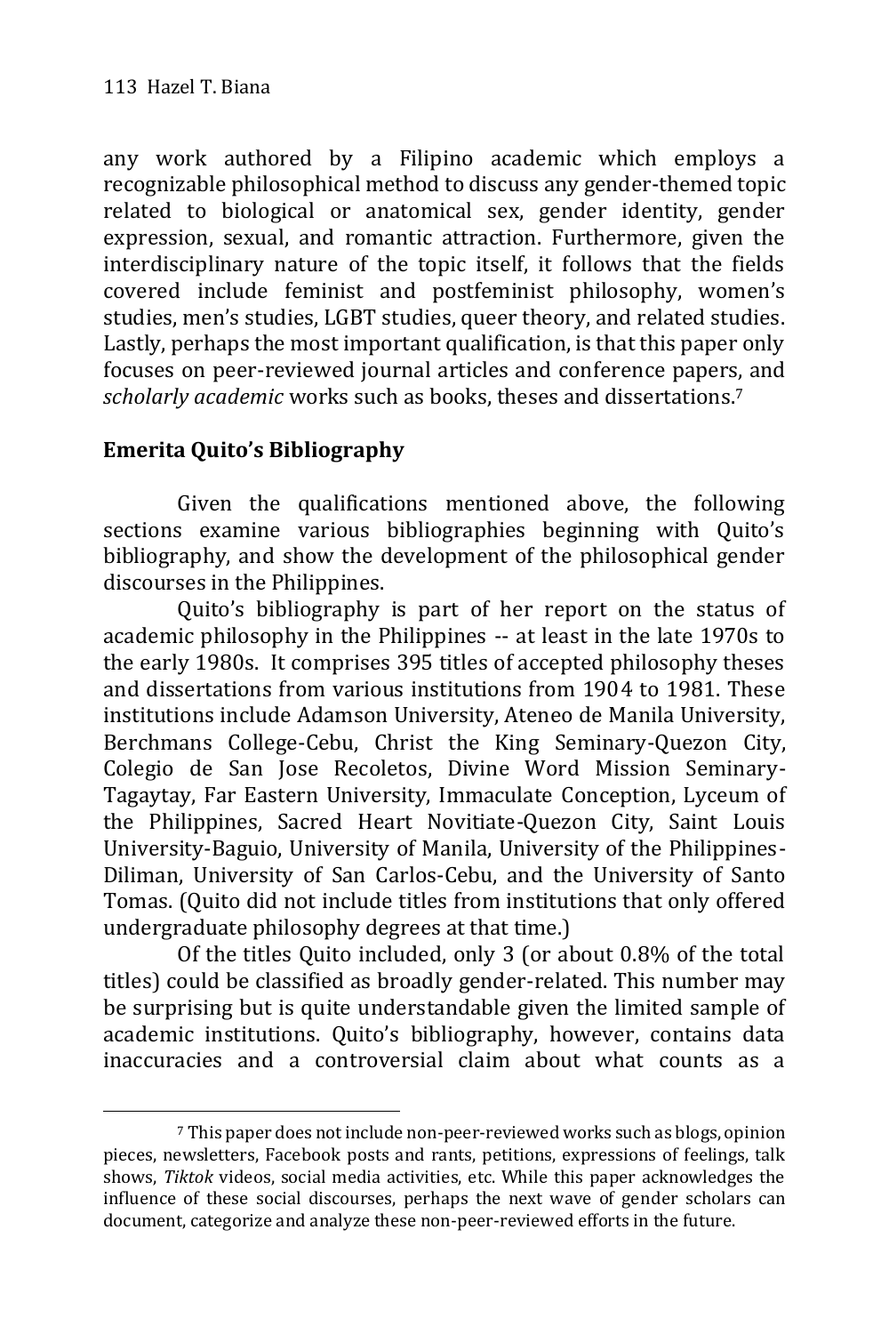any work authored by a Filipino academic which employs a recognizable philosophical method to discuss any gender-themed topic related to biological or anatomical sex, gender identity, gender expression, sexual, and romantic attraction. Furthermore, given the interdisciplinary nature of the topic itself, it follows that the fields covered include feminist and postfeminist philosophy, women's studies, men's studies, LGBT studies, queer theory, and related studies. Lastly, perhaps the most important qualification, is that this paper only focuses on peer-reviewed journal articles and conference papers, and *scholarly academic* works such as books, theses and dissertations.[7]

## Emerita Quito's Bibliography

Given the qualifications mentioned above, the following sections examine various bibliographies beginning with Quito's bibliography, and show the development of the philosophical gender discourses in the Philippines.

Quito's bibliography is part of her report on the status of academic philosophy in the Philippines -- at least in the late 1970s to the early 1980s. It comprises 395 titles of accepted philosophy theses and dissertations from various institutions from 1904 to 1981. These institutions include Adamson University, Ateneo de Manila University, Berchmans College-Cebu, Christ the King Seminary-Quezon City, Colegio de San Jose Recoletos, Divine Word Mission Seminary-Tagaytay, Far Eastern University, Immaculate Conception, Lyceum of the Philippines, Sacred Heart Novitiate-Quezon City, Saint Louis University-Baguio, University of Manila, University of the Philippines-Diliman, University of San Carlos-Cebu, and the University of Santo Tomas. (Quito did not include titles from institutions that only offered undergraduate philosophy degrees at that time.)

Of the titles Quito included, only 3 (or about 0.8% of the total titles) could be classified as broadly gender-related. This number may be surprising but is quite understandable given the limited sample of academic institutions. Quito's bibliography, however, contains data inaccuracies and a controversial claim about what counts as a

[7] This paper does not include non-peer-reviewed works such as blogs, opinion pieces, newsletters, Facebook posts and rants, petitions, expressions of feelings, talk shows, *Tiktok* videos, social media activities, etc. While this paper acknowledges the influence of these social discourses, perhaps the next wave of gender scholars can document, categorize and analyze these non-peer-reviewed efforts in the future.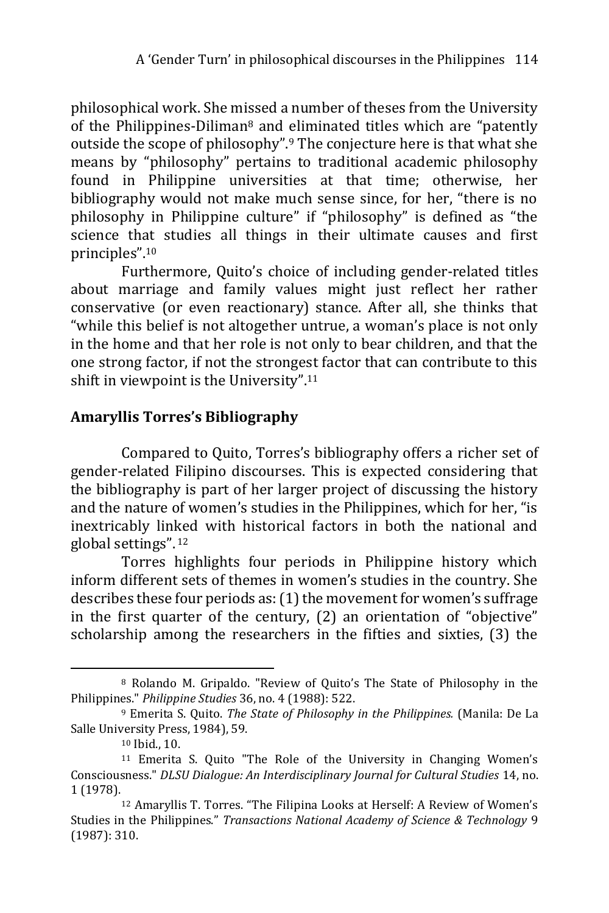philosophical work. She missed a number of theses from the University of the Philippines-Diliman[8] and eliminated titles which are "patently outside the scope of philosophy".[9] The conjecture here is that what she means by "philosophy" pertains to traditional academic philosophy found in Philippine universities at that time; otherwise, her bibliography would not make much sense since, for her, "there is no philosophy in Philippine culture" if "philosophy" is defined as "the science that studies all things in their ultimate causes and first principles".[10]

Furthermore, Quito's choice of including gender-related titles about marriage and family values might just reflect her rather conservative (or even reactionary) stance. After all, she thinks that "while this belief is not altogether untrue, a woman's place is not only in the home and that her role is not only to bear children, and that the one strong factor, if not the strongest factor that can contribute to this shift in viewpoint is the University".[11]

## Amaryllis Torres's Bibliography

Compared to Quito, Torres's bibliography offers a richer set of gender-related Filipino discourses. This is expected considering that the bibliography is part of her larger project of discussing the history and the nature of women's studies in the Philippines, which for her, "is inextricably linked with historical factors in both the national and global settings".[12]

Torres highlights four periods in Philippine history which inform different sets of themes in women's studies in the country. She describes these four periods as: (1) the movement for women's suffrage in the first quarter of the century, (2) an orientation of "objective" scholarship among the researchers in the fifties and sixties, (3) the

---

[8] Rolando M. Gripaldo. "Review of Quito's The State of Philosophy in the Philippines." *Philippine Studies* 36, no. 4 (1988): 522.

[9] Emerita S. Quito. *The State of Philosophy in the Philippines.* (Manila: De La Salle University Press, 1984), 59.

[10] Ibid., 10.

[11] Emerita S. Quito "The Role of the University in Changing Women's Consciousness." *DLSU Dialogue: An Interdisciplinary Journal for Cultural Studies* 14, no. 1 (1978).

[12] Amaryllis T. Torres. "The Filipina Looks at Herself: A Review of Women's Studies in the Philippines." *Transactions National Academy of Science & Technology* 9 (1987): 310.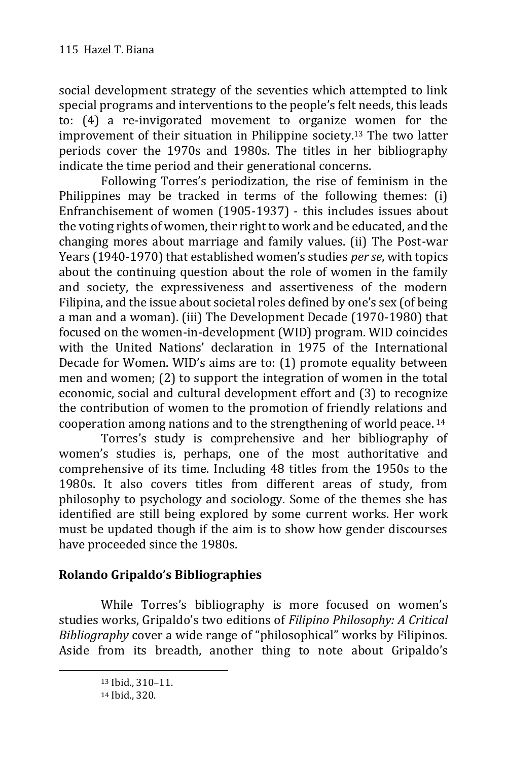social development strategy of the seventies which attempted to link special programs and interventions to the people's felt needs, this leads to: (4) a re-invigorated movement to organize women for the improvement of their situation in Philippine society.[13] The two latter periods cover the 1970s and 1980s. The titles in her bibliography indicate the time period and their generational concerns.

Following Torres's periodization, the rise of feminism in the Philippines may be tracked in terms of the following themes: (i) Enfranchisement of women (1905-1937) - this includes issues about the voting rights of women, their right to work and be educated, and the changing mores about marriage and family values. (ii) The Post-war Years (1940-1970) that established women's studies *per se*, with topics about the continuing question about the role of women in the family and society, the expressiveness and assertiveness of the modern Filipina, and the issue about societal roles defined by one's sex (of being a man and a woman). (iii) The Development Decade (1970-1980) that focused on the women-in-development (WID) program. WID coincides with the United Nations' declaration in 1975 of the International Decade for Women. WID's aims are to: (1) promote equality between men and women; (2) to support the integration of women in the total economic, social and cultural development effort and (3) to recognize the contribution of women to the promotion of friendly relations and cooperation among nations and to the strengthening of world peace.[14]

Torres's study is comprehensive and her bibliography of women's studies is, perhaps, one of the most authoritative and comprehensive of its time. Including 48 titles from the 1950s to the 1980s. It also covers titles from different areas of study, from philosophy to psychology and sociology. Some of the themes she has identified are still being explored by some current works. Her work must be updated though if the aim is to show how gender discourses have proceeded since the 1980s.

## Rolando Gripaldo's Bibliographies

While Torres's bibliography is more focused on women's studies works, Gripaldo's two editions of *Filipino Philosophy: A Critical Bibliography* cover a wide range of "philosophical" works by Filipinos. Aside from its breadth, another thing to note about Gripaldo's

---

[13] Ibid., 310–11.

[14] Ibid., 320.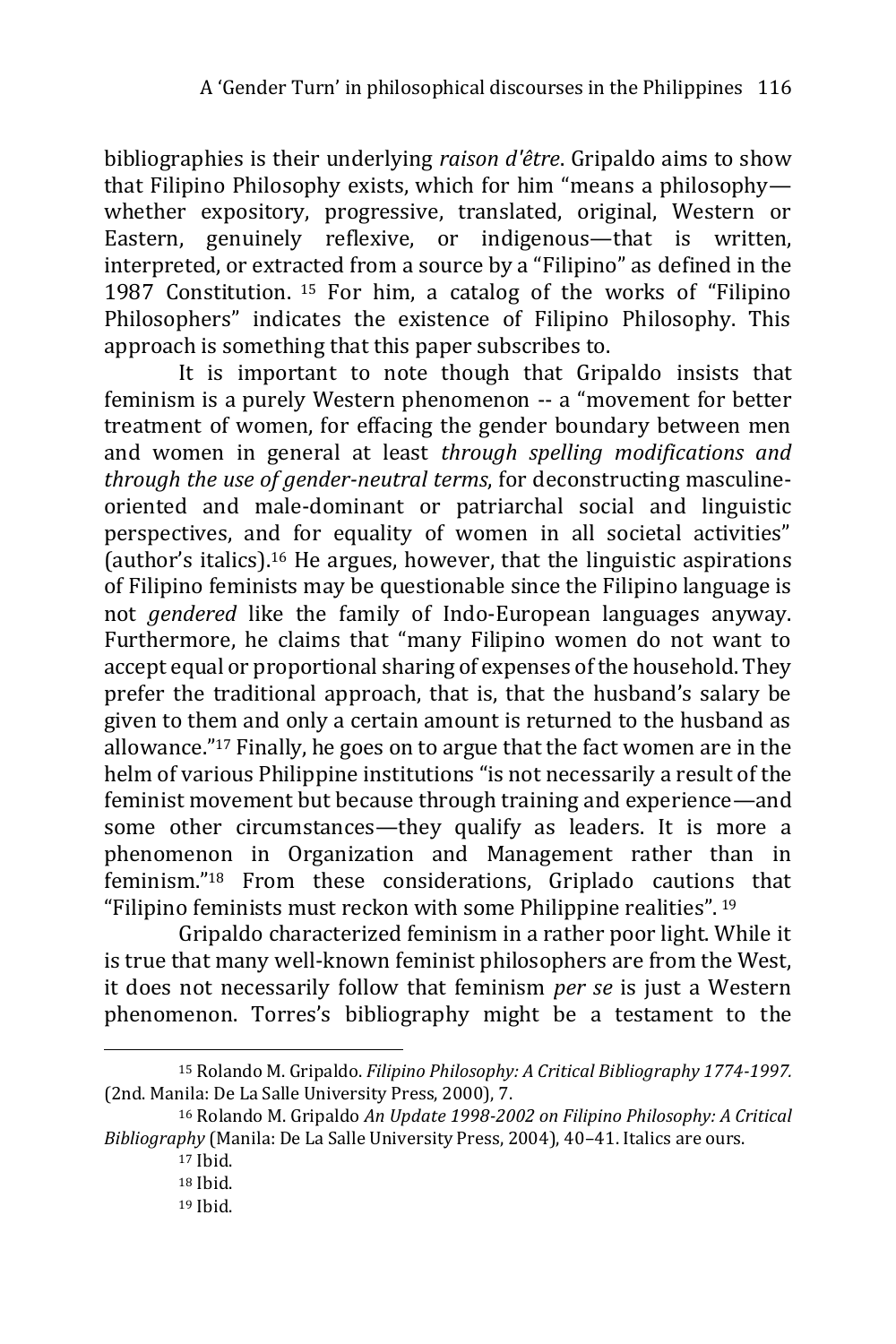bibliographies is their underlying *raison d'être*. Gripaldo aims to show that Filipino Philosophy exists, which for him "means a philosophy—whether expository, progressive, translated, original, Western or Eastern, genuinely reflexive, or indigenous—that is written, interpreted, or extracted from a source by a "Filipino" as defined in the 1987 Constitution. [15] For him, a catalog of the works of "Filipino Philosophers" indicates the existence of Filipino Philosophy. This approach is something that this paper subscribes to.

It is important to note though that Gripaldo insists that feminism is a purely Western phenomenon -- a "movement for better treatment of women, for effacing the gender boundary between men and women in general at least *through spelling modifications and through the use of gender-neutral terms*, for deconstructing masculine-oriented and male-dominant or patriarchal social and linguistic perspectives, and for equality of women in all societal activities" (author's italics).[16] He argues, however, that the linguistic aspirations of Filipino feminists may be questionable since the Filipino language is not *gendered* like the family of Indo-European languages anyway. Furthermore, he claims that "many Filipino women do not want to accept equal or proportional sharing of expenses of the household. They prefer the traditional approach, that is, that the husband's salary be given to them and only a certain amount is returned to the husband as allowance."[17] Finally, he goes on to argue that the fact women are in the helm of various Philippine institutions "is not necessarily a result of the feminist movement but because through training and experience—and some other circumstances—they qualify as leaders. It is more a phenomenon in Organization and Management rather than in feminism."[18] From these considerations, Griplado cautions that "Filipino feminists must reckon with some Philippine realities". [19]

Gripaldo characterized feminism in a rather poor light. While it is true that many well-known feminist philosophers are from the West, it does not necessarily follow that feminism *per se* is just a Western phenomenon. Torres's bibliography might be a testament to the

---

[15] Rolando M. Gripaldo. *Filipino Philosophy: A Critical Bibliography 1774-1997.* (2nd. Manila: De La Salle University Press, 2000), 7.

[16] Rolando M. Gripaldo *An Update 1998-2002 on Filipino Philosophy: A Critical Bibliography* (Manila: De La Salle University Press, 2004), 40–41. Italics are ours.

[17] Ibid.

[18] Ibid.

[19] Ibid.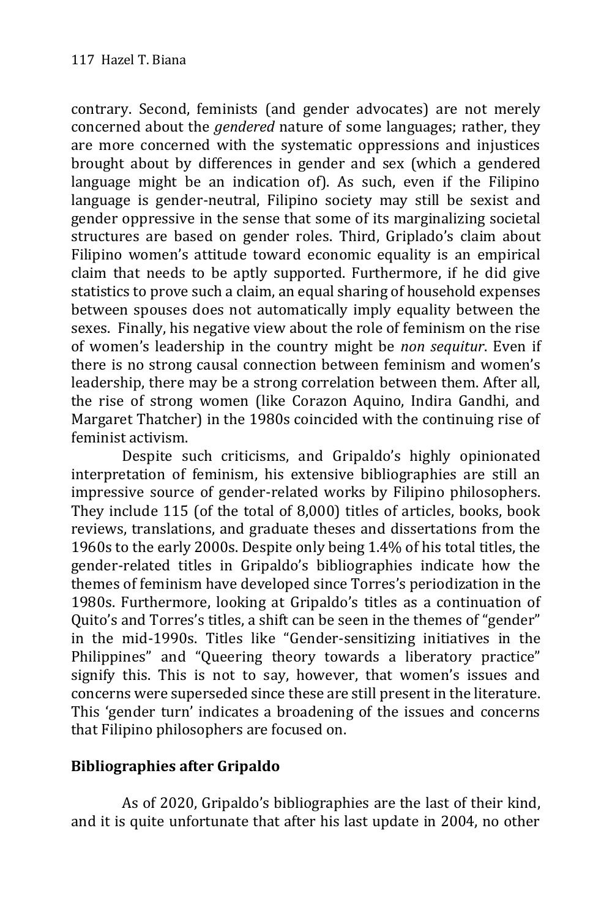contrary. Second, feminists (and gender advocates) are not merely concerned about the *gendered* nature of some languages; rather, they are more concerned with the systematic oppressions and injustices brought about by differences in gender and sex (which a gendered language might be an indication of). As such, even if the Filipino language is gender-neutral, Filipino society may still be sexist and gender oppressive in the sense that some of its marginalizing societal structures are based on gender roles. Third, Griplado's claim about Filipino women's attitude toward economic equality is an empirical claim that needs to be aptly supported. Furthermore, if he did give statistics to prove such a claim, an equal sharing of household expenses between spouses does not automatically imply equality between the sexes. Finally, his negative view about the role of feminism on the rise of women's leadership in the country might be *non sequitur*. Even if there is no strong causal connection between feminism and women's leadership, there may be a strong correlation between them. After all, the rise of strong women (like Corazon Aquino, Indira Gandhi, and Margaret Thatcher) in the 1980s coincided with the continuing rise of feminist activism.

Despite such criticisms, and Gripaldo's highly opinionated interpretation of feminism, his extensive bibliographies are still an impressive source of gender-related works by Filipino philosophers. They include 115 (of the total of 8,000) titles of articles, books, book reviews, translations, and graduate theses and dissertations from the 1960s to the early 2000s. Despite only being 1.4% of his total titles, the gender-related titles in Gripaldo's bibliographies indicate how the themes of feminism have developed since Torres's periodization in the 1980s. Furthermore, looking at Gripaldo's titles as a continuation of Quito's and Torres's titles, a shift can be seen in the themes of "gender" in the mid-1990s. Titles like "Gender-sensitizing initiatives in the Philippines" and "Queering theory towards a liberatory practice" signify this. This is not to say, however, that women's issues and concerns were superseded since these are still present in the literature. This 'gender turn' indicates a broadening of the issues and concerns that Filipino philosophers are focused on.

## Bibliographies after Gripaldo

As of 2020, Gripaldo's bibliographies are the last of their kind, and it is quite unfortunate that after his last update in 2004, no other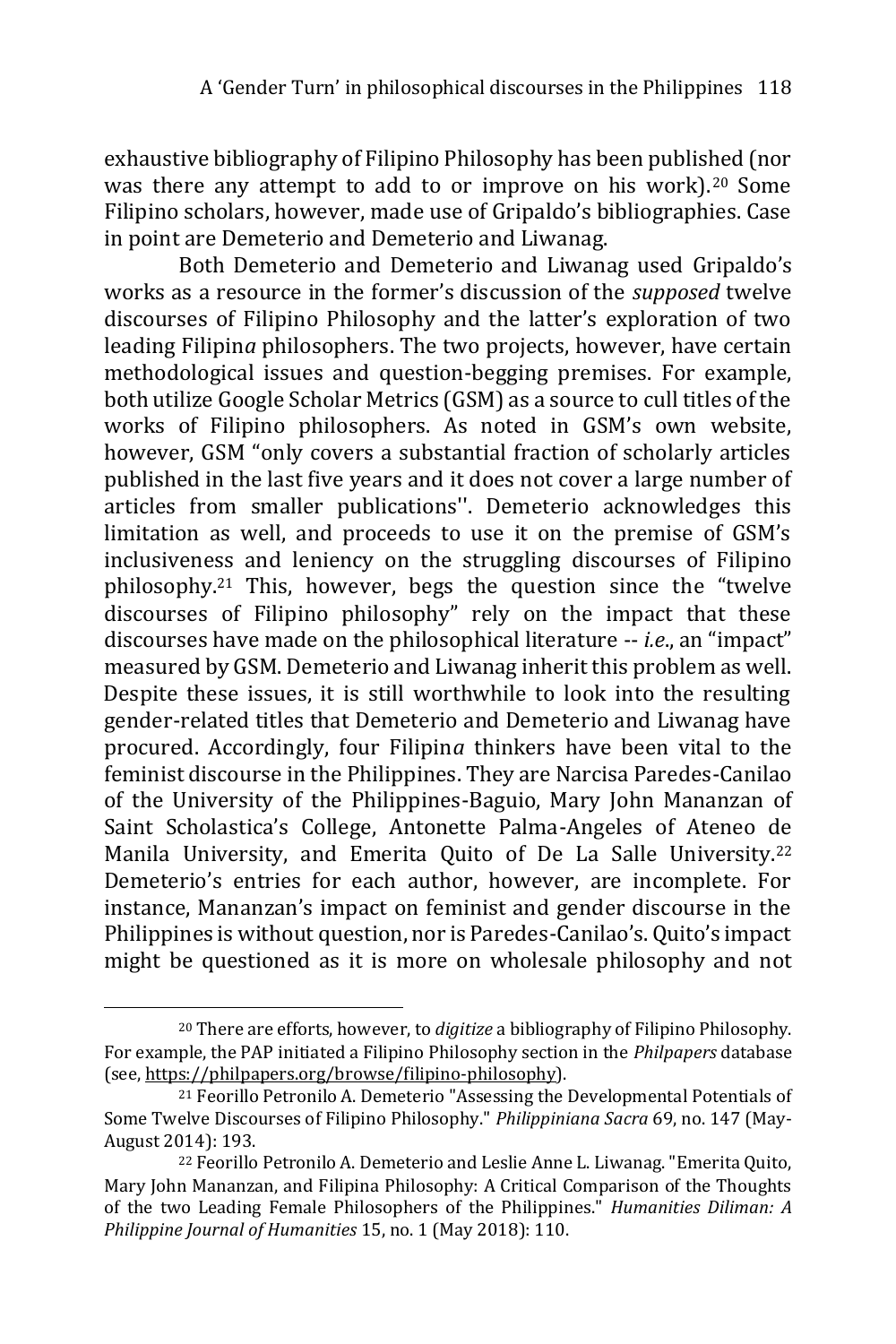exhaustive bibliography of Filipino Philosophy has been published (nor was there any attempt to add to or improve on his work).[20] Some Filipino scholars, however, made use of Gripaldo's bibliographies. Case in point are Demeterio and Demeterio and Liwanag.

Both Demeterio and Demeterio and Liwanag used Gripaldo's works as a resource in the former's discussion of the *supposed* twelve discourses of Filipino Philosophy and the latter's exploration of two leading Filipin*a* philosophers. The two projects, however, have certain methodological issues and question-begging premises. For example, both utilize Google Scholar Metrics (GSM) as a source to cull titles of the works of Filipino philosophers. As noted in GSM's own website, however, GSM "only covers a substantial fraction of scholarly articles published in the last five years and it does not cover a large number of articles from smaller publications''. Demeterio acknowledges this limitation as well, and proceeds to use it on the premise of GSM's inclusiveness and leniency on the struggling discourses of Filipino philosophy.[21] This, however, begs the question since the "twelve discourses of Filipino philosophy" rely on the impact that these discourses have made on the philosophical literature -- *i.e.*, an "impact" measured by GSM. Demeterio and Liwanag inherit this problem as well. Despite these issues, it is still worthwhile to look into the resulting gender-related titles that Demeterio and Demeterio and Liwanag have procured. Accordingly, four Filipin*a* thinkers have been vital to the feminist discourse in the Philippines. They are Narcisa Paredes-Canilao of the University of the Philippines-Baguio, Mary John Mananzan of Saint Scholastica's College, Antonette Palma-Angeles of Ateneo de Manila University, and Emerita Quito of De La Salle University.[22] Demeterio's entries for each author, however, are incomplete. For instance, Mananzan's impact on feminist and gender discourse in the Philippines is without question, nor is Paredes-Canilao's. Quito's impact might be questioned as it is more on wholesale philosophy and not

---

[20] There are efforts, however, to *digitize* a bibliography of Filipino Philosophy. For example, the PAP initiated a Filipino Philosophy section in the *Philpapers* database (see, https://philpapers.org/browse/filipino-philosophy).

[21] Feorillo Petronilo A. Demeterio "Assessing the Developmental Potentials of Some Twelve Discourses of Filipino Philosophy." *Philippiniana Sacra* 69, no. 147 (May-August 2014): 193.

[22] Feorillo Petronilo A. Demeterio and Leslie Anne L. Liwanag. "Emerita Quito, Mary John Mananzan, and Filipina Philosophy: A Critical Comparison of the Thoughts of the two Leading Female Philosophers of the Philippines." *Humanities Diliman: A Philippine Journal of Humanities* 15, no. 1 (May 2018): 110.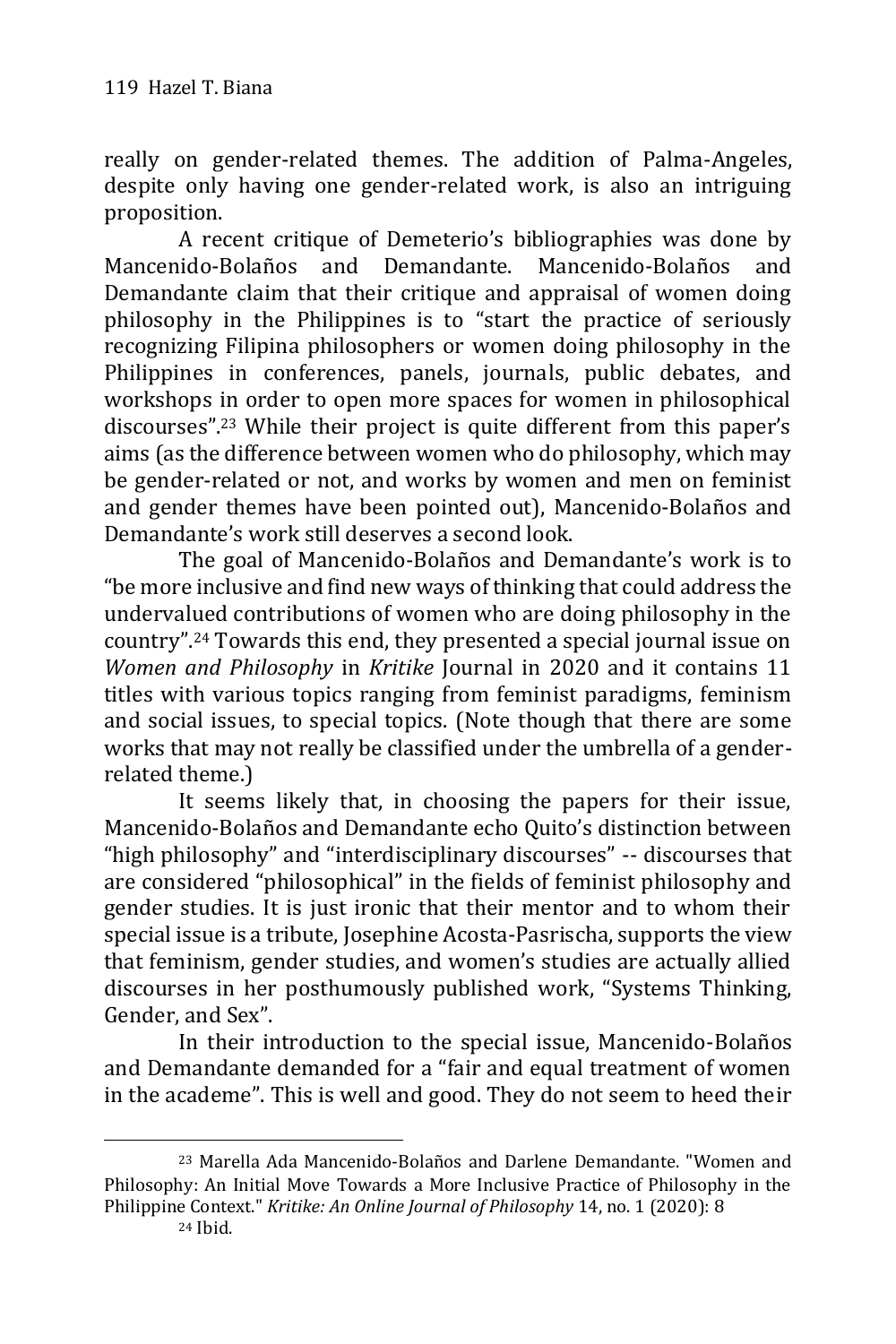really on gender-related themes. The addition of Palma-Angeles, despite only having one gender-related work, is also an intriguing proposition.

A recent critique of Demeterio's bibliographies was done by Mancenido-Bolaños and Demandante. Mancenido-Bolaños and Demandante claim that their critique and appraisal of women doing philosophy in the Philippines is to "start the practice of seriously recognizing Filipina philosophers or women doing philosophy in the Philippines in conferences, panels, journals, public debates, and workshops in order to open more spaces for women in philosophical discourses".[23] While their project is quite different from this paper's aims (as the difference between women who do philosophy, which may be gender-related or not, and works by women and men on feminist and gender themes have been pointed out), Mancenido-Bolaños and Demandante's work still deserves a second look.

The goal of Mancenido-Bolaños and Demandante's work is to "be more inclusive and find new ways of thinking that could address the undervalued contributions of women who are doing philosophy in the country".[24] Towards this end, they presented a special journal issue on *Women and Philosophy* in *Kritike* Journal in 2020 and it contains 11 titles with various topics ranging from feminist paradigms, feminism and social issues, to special topics. (Note though that there are some works that may not really be classified under the umbrella of a gender-related theme.)

It seems likely that, in choosing the papers for their issue, Mancenido-Bolaños and Demandante echo Quito's distinction between "high philosophy" and "interdisciplinary discourses" -- discourses that are considered "philosophical" in the fields of feminist philosophy and gender studies. It is just ironic that their mentor and to whom their special issue is a tribute, Josephine Acosta-Pasrischa, supports the view that feminism, gender studies, and women's studies are actually allied discourses in her posthumously published work, "Systems Thinking, Gender, and Sex".

In their introduction to the special issue, Mancenido-Bolaños and Demandante demanded for a "fair and equal treatment of women in the academe". This is well and good. They do not seem to heed their

---

[23] Marella Ada Mancenido-Bolaños and Darlene Demandante. "Women and Philosophy: An Initial Move Towards a More Inclusive Practice of Philosophy in the Philippine Context." *Kritike: An Online Journal of Philosophy* 14, no. 1 (2020): 8

[24] Ibid.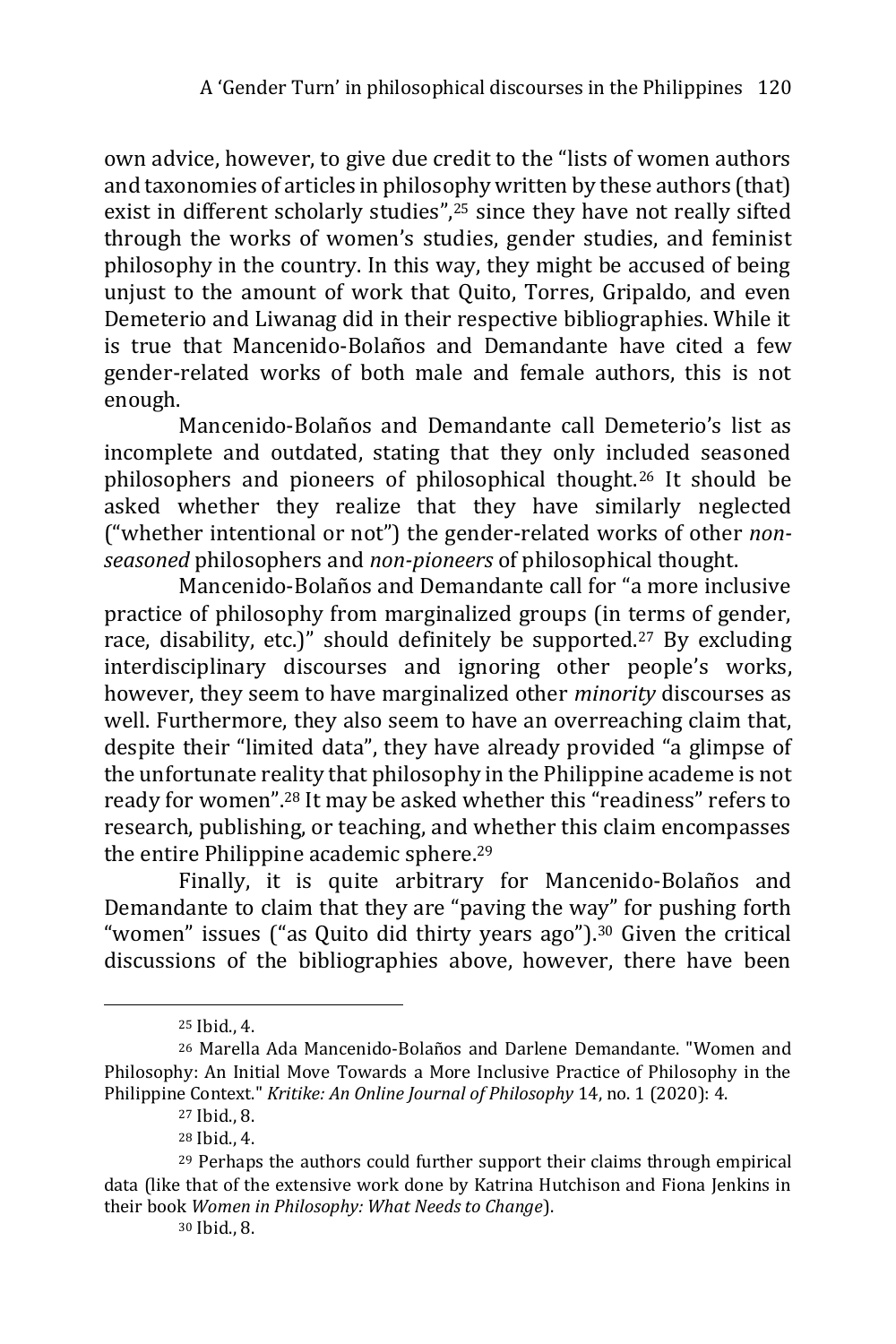own advice, however, to give due credit to the "lists of women authors and taxonomies of articles in philosophy written by these authors (that) exist in different scholarly studies",[25] since they have not really sifted through the works of women's studies, gender studies, and feminist philosophy in the country. In this way, they might be accused of being unjust to the amount of work that Quito, Torres, Gripaldo, and even Demeterio and Liwanag did in their respective bibliographies. While it is true that Mancenido-Bolaños and Demandante have cited a few gender-related works of both male and female authors, this is not enough.

Mancenido-Bolaños and Demandante call Demeterio's list as incomplete and outdated, stating that they only included seasoned philosophers and pioneers of philosophical thought.[26] It should be asked whether they realize that they have similarly neglected ("whether intentional or not") the gender-related works of other *non-seasoned* philosophers and *non-pioneers* of philosophical thought.

Mancenido-Bolaños and Demandante call for "a more inclusive practice of philosophy from marginalized groups (in terms of gender, race, disability, etc.)" should definitely be supported.[27] By excluding interdisciplinary discourses and ignoring other people's works, however, they seem to have marginalized other *minority* discourses as well. Furthermore, they also seem to have an overreaching claim that, despite their "limited data", they have already provided "a glimpse of the unfortunate reality that philosophy in the Philippine academe is not ready for women".[28] It may be asked whether this "readiness" refers to research, publishing, or teaching, and whether this claim encompasses the entire Philippine academic sphere.[29]

Finally, it is quite arbitrary for Mancenido-Bolaños and Demandante to claim that they are "paving the way" for pushing forth "women" issues ("as Quito did thirty years ago").[30] Given the critical discussions of the bibliographies above, however, there have been

---

[25] Ibid., 4.

[26] Marella Ada Mancenido-Bolaños and Darlene Demandante. "Women and Philosophy: An Initial Move Towards a More Inclusive Practice of Philosophy in the Philippine Context." *Kritike: An Online Journal of Philosophy* 14, no. 1 (2020): 4.

[27] Ibid., 8.

[28] Ibid., 4.

[29] Perhaps the authors could further support their claims through empirical data (like that of the extensive work done by Katrina Hutchison and Fiona Jenkins in their book *Women in Philosophy: What Needs to Change*).

[30] Ibid., 8.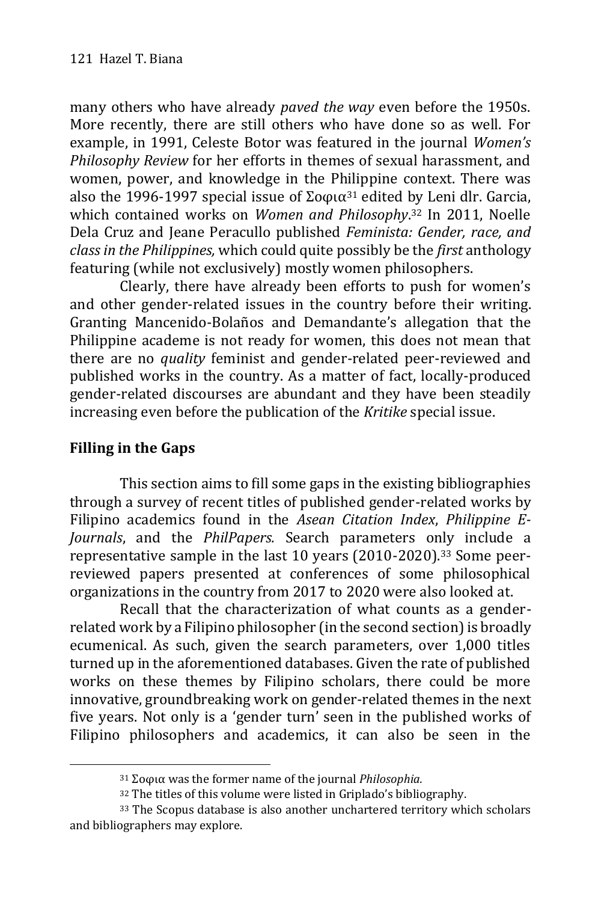many others who have already *paved the way* even before the 1950s. More recently, there are still others who have done so as well. For example, in 1991, Celeste Botor was featured in the journal *Women's Philosophy Review* for her efforts in themes of sexual harassment, and women, power, and knowledge in the Philippine context. There was also the 1996-1997 special issue of Σοφια[31] edited by Leni dlr. Garcia, which contained works on *Women and Philosophy*.[32] In 2011, Noelle Dela Cruz and Jeane Peracullo published *Feminista: Gender, race, and class in the Philippines,* which could quite possibly be the *first* anthology featuring (while not exclusively) mostly women philosophers.

Clearly, there have already been efforts to push for women's and other gender-related issues in the country before their writing. Granting Mancenido-Bolaños and Demandante's allegation that the Philippine academe is not ready for women, this does not mean that there are no *quality* feminist and gender-related peer-reviewed and published works in the country. As a matter of fact, locally-produced gender-related discourses are abundant and they have been steadily increasing even before the publication of the *Kritike* special issue.

## Filling in the Gaps

This section aims to fill some gaps in the existing bibliographies through a survey of recent titles of published gender-related works by Filipino academics found in the *Asean Citation Index*, *Philippine E-Journals*, and the *PhilPapers.* Search parameters only include a representative sample in the last 10 years (2010-2020).[33] Some peer-reviewed papers presented at conferences of some philosophical organizations in the country from 2017 to 2020 were also looked at.

Recall that the characterization of what counts as a gender-related work by a Filipino philosopher (in the second section) is broadly ecumenical. As such, given the search parameters, over 1,000 titles turned up in the aforementioned databases. Given the rate of published works on these themes by Filipino scholars, there could be more innovative, groundbreaking work on gender-related themes in the next five years. Not only is a 'gender turn' seen in the published works of Filipino philosophers and academics, it can also be seen in the

---

[31] Σοφια was the former name of the journal *Philosophia.*

[32] The titles of this volume were listed in Griplado's bibliography.

[33] The Scopus database is also another unchartered territory which scholars and bibliographers may explore.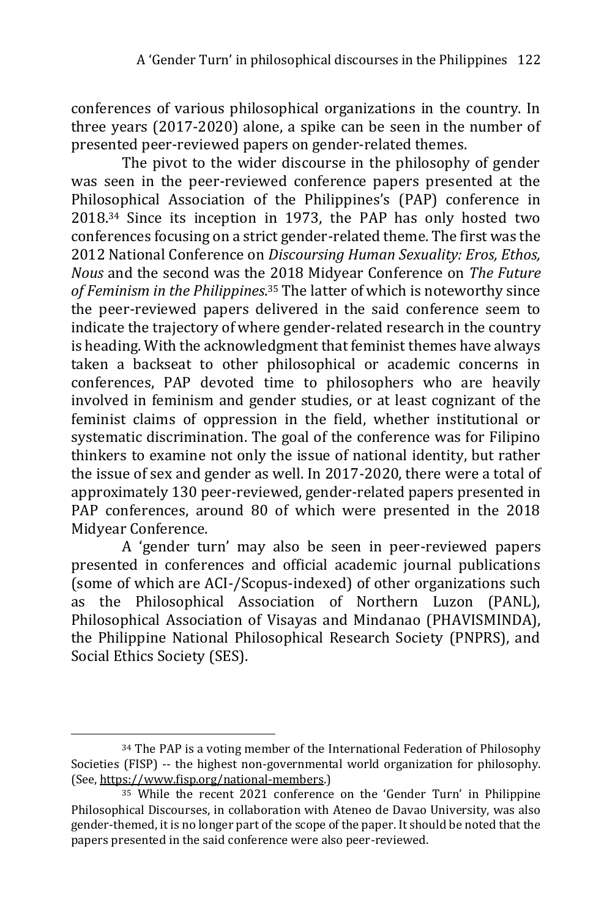conferences of various philosophical organizations in the country. In three years (2017-2020) alone, a spike can be seen in the number of presented peer-reviewed papers on gender-related themes.

The pivot to the wider discourse in the philosophy of gender was seen in the peer-reviewed conference papers presented at the Philosophical Association of the Philippines's (PAP) conference in 2018.[34] Since its inception in 1973, the PAP has only hosted two conferences focusing on a strict gender-related theme. The first was the 2012 National Conference on *Discoursing Human Sexuality: Eros, Ethos, Nous* and the second was the 2018 Midyear Conference on *The Future of Feminism in the Philippines*.[35] The latter of which is noteworthy since the peer-reviewed papers delivered in the said conference seem to indicate the trajectory of where gender-related research in the country is heading. With the acknowledgment that feminist themes have always taken a backseat to other philosophical or academic concerns in conferences, PAP devoted time to philosophers who are heavily involved in feminism and gender studies, or at least cognizant of the feminist claims of oppression in the field, whether institutional or systematic discrimination. The goal of the conference was for Filipino thinkers to examine not only the issue of national identity, but rather the issue of sex and gender as well. In 2017-2020, there were a total of approximately 130 peer-reviewed, gender-related papers presented in PAP conferences, around 80 of which were presented in the 2018 Midyear Conference.

A 'gender turn' may also be seen in peer-reviewed papers presented in conferences and official academic journal publications (some of which are ACI-/Scopus-indexed) of other organizations such as the Philosophical Association of Northern Luzon (PANL), Philosophical Association of Visayas and Mindanao (PHAVISMINDA), the Philippine National Philosophical Research Society (PNPRS), and Social Ethics Society (SES).

---

[34] The PAP is a voting member of the International Federation of Philosophy Societies (FISP) -- the highest non-governmental world organization for philosophy. (See, https://www.fisp.org/national-members.)

[35] While the recent 2021 conference on the 'Gender Turn' in Philippine Philosophical Discourses, in collaboration with Ateneo de Davao University, was also gender-themed, it is no longer part of the scope of the paper. It should be noted that the papers presented in the said conference were also peer-reviewed.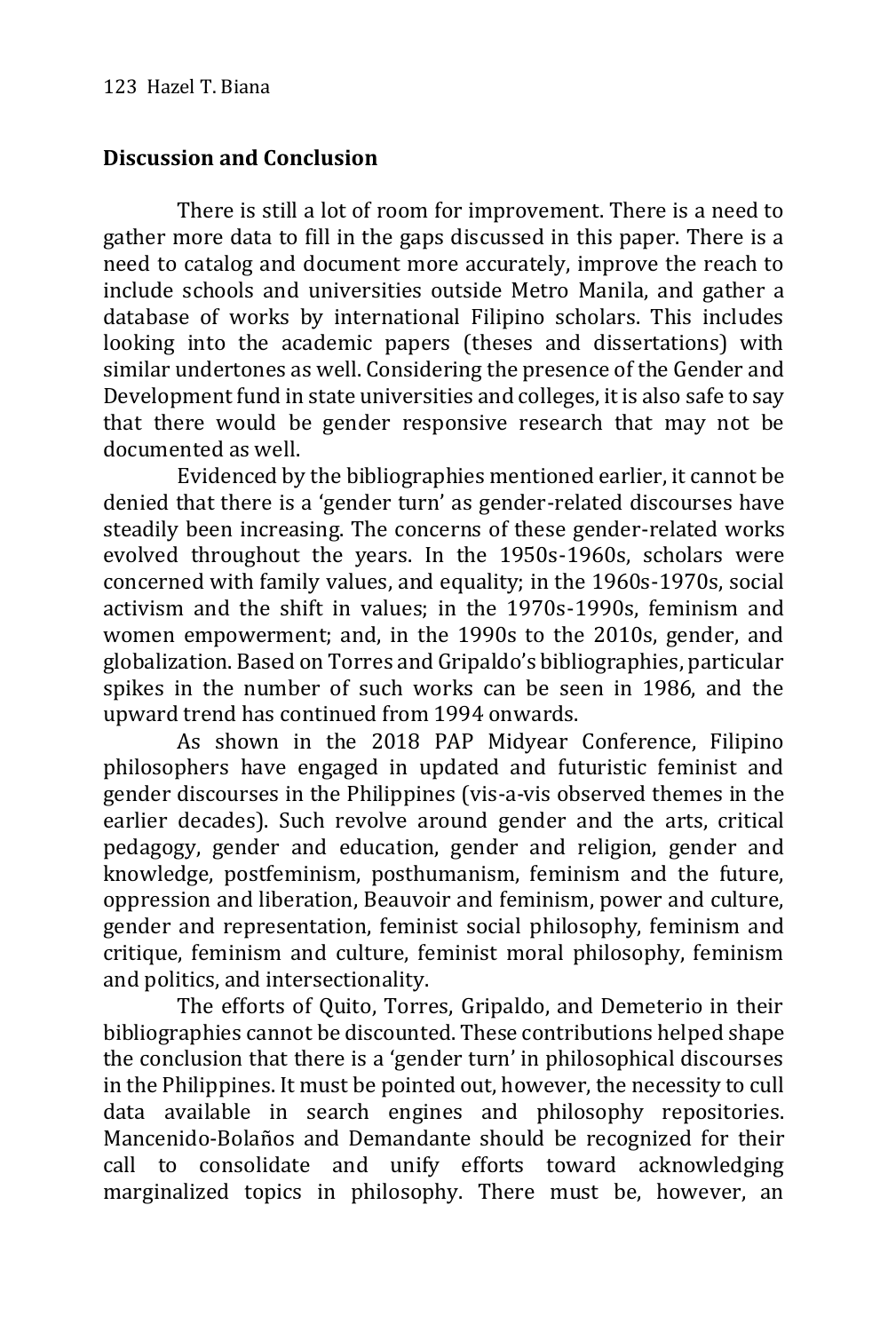## Discussion and Conclusion

There is still a lot of room for improvement. There is a need to gather more data to fill in the gaps discussed in this paper. There is a need to catalog and document more accurately, improve the reach to include schools and universities outside Metro Manila, and gather a database of works by international Filipino scholars. This includes looking into the academic papers (theses and dissertations) with similar undertones as well. Considering the presence of the Gender and Development fund in state universities and colleges, it is also safe to say that there would be gender responsive research that may not be documented as well.

Evidenced by the bibliographies mentioned earlier, it cannot be denied that there is a 'gender turn' as gender-related discourses have steadily been increasing. The concerns of these gender-related works evolved throughout the years. In the 1950s-1960s, scholars were concerned with family values, and equality; in the 1960s-1970s, social activism and the shift in values; in the 1970s-1990s, feminism and women empowerment; and, in the 1990s to the 2010s, gender, and globalization. Based on Torres and Gripaldo's bibliographies, particular spikes in the number of such works can be seen in 1986, and the upward trend has continued from 1994 onwards.

As shown in the 2018 PAP Midyear Conference, Filipino philosophers have engaged in updated and futuristic feminist and gender discourses in the Philippines (vis-a-vis observed themes in the earlier decades). Such revolve around gender and the arts, critical pedagogy, gender and education, gender and religion, gender and knowledge, postfeminism, posthumanism, feminism and the future, oppression and liberation, Beauvoir and feminism, power and culture, gender and representation, feminist social philosophy, feminism and critique, feminism and culture, feminist moral philosophy, feminism and politics, and intersectionality.

The efforts of Quito, Torres, Gripaldo, and Demeterio in their bibliographies cannot be discounted. These contributions helped shape the conclusion that there is a 'gender turn' in philosophical discourses in the Philippines. It must be pointed out, however, the necessity to cull data available in search engines and philosophy repositories. Mancenido-Bolaños and Demandante should be recognized for their call to consolidate and unify efforts toward acknowledging marginalized topics in philosophy. There must be, however, an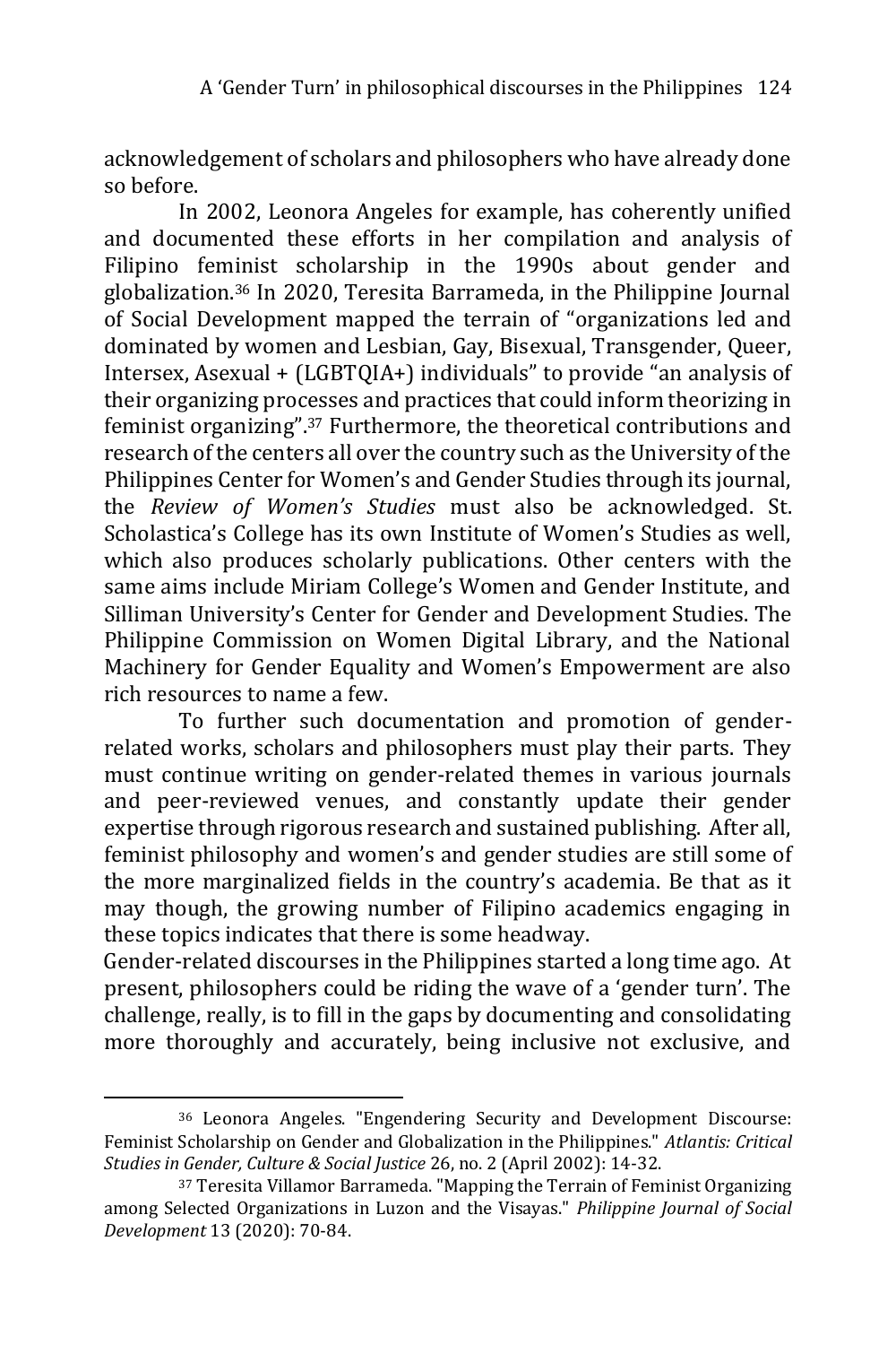acknowledgement of scholars and philosophers who have already done so before.

In 2002, Leonora Angeles for example, has coherently unified and documented these efforts in her compilation and analysis of Filipino feminist scholarship in the 1990s about gender and globalization.[36] In 2020, Teresita Barrameda, in the Philippine Journal of Social Development mapped the terrain of "organizations led and dominated by women and Lesbian, Gay, Bisexual, Transgender, Queer, Intersex, Asexual + (LGBTQIA+) individuals" to provide "an analysis of their organizing processes and practices that could inform theorizing in feminist organizing".[37] Furthermore, the theoretical contributions and research of the centers all over the country such as the University of the Philippines Center for Women's and Gender Studies through its journal, the *Review of Women's Studies* must also be acknowledged. St. Scholastica's College has its own Institute of Women's Studies as well, which also produces scholarly publications. Other centers with the same aims include Miriam College's Women and Gender Institute, and Silliman University's Center for Gender and Development Studies. The Philippine Commission on Women Digital Library, and the National Machinery for Gender Equality and Women's Empowerment are also rich resources to name a few.

To further such documentation and promotion of gender-related works, scholars and philosophers must play their parts. They must continue writing on gender-related themes in various journals and peer-reviewed venues, and constantly update their gender expertise through rigorous research and sustained publishing. After all, feminist philosophy and women's and gender studies are still some of the more marginalized fields in the country's academia. Be that as it may though, the growing number of Filipino academics engaging in these topics indicates that there is some headway.

Gender-related discourses in the Philippines started a long time ago. At present, philosophers could be riding the wave of a 'gender turn'. The challenge, really, is to fill in the gaps by documenting and consolidating more thoroughly and accurately, being inclusive not exclusive, and

---

[36] Leonora Angeles. "Engendering Security and Development Discourse: Feminist Scholarship on Gender and Globalization in the Philippines." *Atlantis: Critical Studies in Gender, Culture & Social Justice* 26, no. 2 (April 2002): 14-32.

[37] Teresita Villamor Barrameda. "Mapping the Terrain of Feminist Organizing among Selected Organizations in Luzon and the Visayas." *Philippine Journal of Social Development* 13 (2020): 70-84.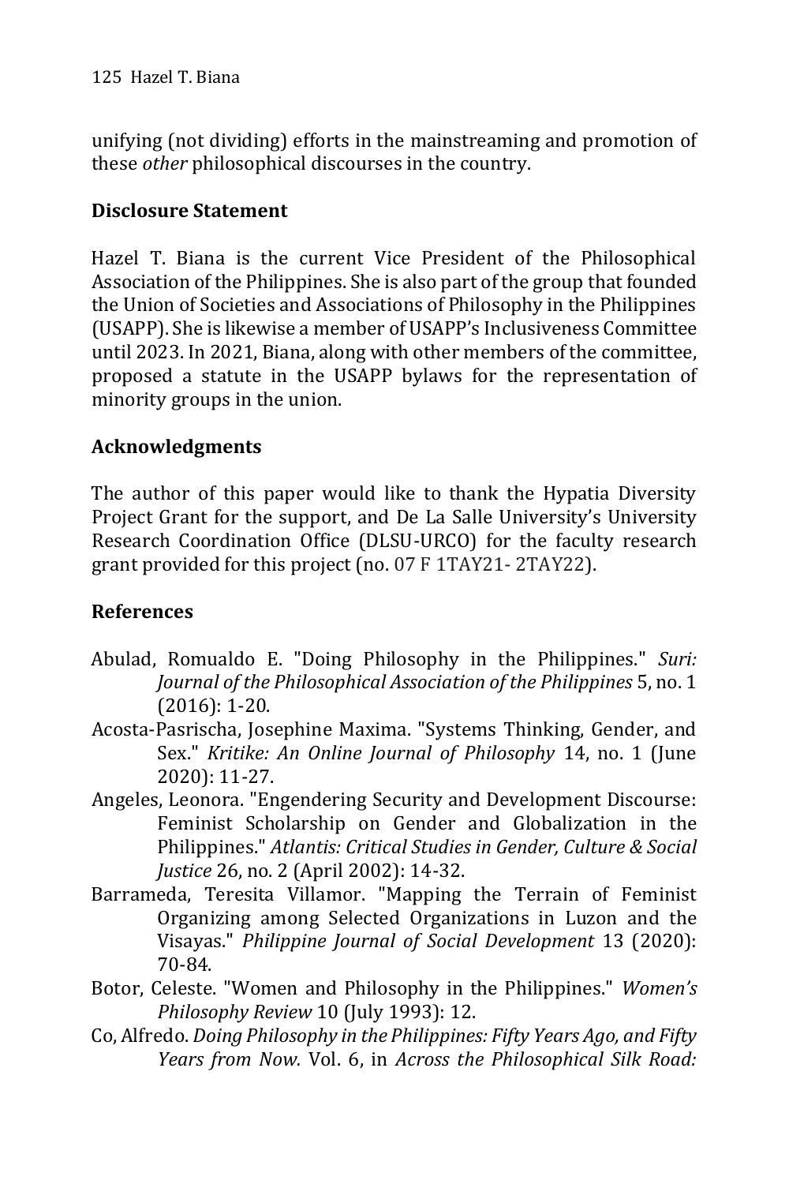unifying (not dividing) efforts in the mainstreaming and promotion of these *other* philosophical discourses in the country.

## Disclosure Statement

Hazel T. Biana is the current Vice President of the Philosophical Association of the Philippines. She is also part of the group that founded the Union of Societies and Associations of Philosophy in the Philippines (USAPP). She is likewise a member of USAPP's Inclusiveness Committee until 2023. In 2021, Biana, along with other members of the committee, proposed a statute in the USAPP bylaws for the representation of minority groups in the union.

## Acknowledgments

The author of this paper would like to thank the Hypatia Diversity Project Grant for the support, and De La Salle University's University Research Coordination Office (DLSU-URCO) for the faculty research grant provided for this project (no. 07 F 1TAY21- 2TAY22).

## References

Abulad, Romualdo E. "Doing Philosophy in the Philippines." *Suri: Journal of the Philosophical Association of the Philippines* 5, no. 1 (2016): 1-20.

Acosta-Pasrischa, Josephine Maxima. "Systems Thinking, Gender, and Sex." *Kritike: An Online Journal of Philosophy* 14, no. 1 (June 2020): 11-27.

Angeles, Leonora. "Engendering Security and Development Discourse: Feminist Scholarship on Gender and Globalization in the Philippines." *Atlantis: Critical Studies in Gender, Culture & Social Justice* 26, no. 2 (April 2002): 14-32.

Barrameda, Teresita Villamor. "Mapping the Terrain of Feminist Organizing among Selected Organizations in Luzon and the Visayas." *Philippine Journal of Social Development* 13 (2020): 70-84.

Botor, Celeste. "Women and Philosophy in the Philippines." *Women's Philosophy Review* 10 (July 1993): 12.

Co, Alfredo. *Doing Philosophy in the Philippines: Fifty Years Ago, and Fifty Years from Now.* Vol. 6, in *Across the Philosophical Silk Road:*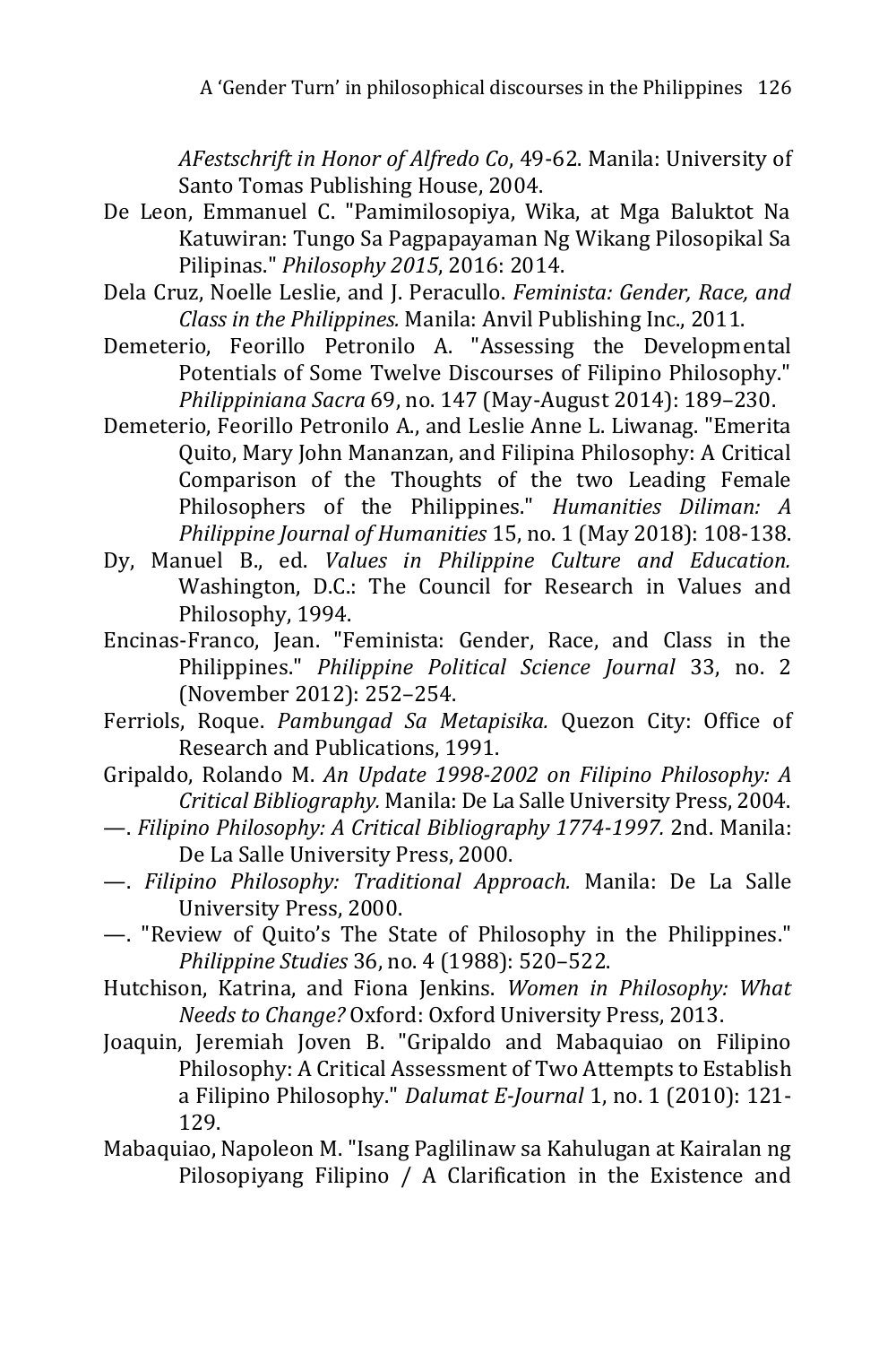*AFestschrift in Honor of Alfredo Co*, 49-62. Manila: University of Santo Tomas Publishing House, 2004.

De Leon, Emmanuel C. "Pamimilosopiya, Wika, at Mga Baluktot Na Katuwiran: Tungo Sa Pagpapayaman Ng Wikang Pilosopikal Sa Pilipinas." *Philosophy 2015*, 2016: 2014.

Dela Cruz, Noelle Leslie, and J. Peracullo. *Feminista: Gender, Race, and Class in the Philippines.* Manila: Anvil Publishing Inc., 2011.

Demeterio, Feorillo Petronilo A. "Assessing the Developmental Potentials of Some Twelve Discourses of Filipino Philosophy." *Philippiniana Sacra* 69, no. 147 (May-August 2014): 189–230.

Demeterio, Feorillo Petronilo A., and Leslie Anne L. Liwanag. "Emerita Quito, Mary John Mananzan, and Filipina Philosophy: A Critical Comparison of the Thoughts of the two Leading Female Philosophers of the Philippines." *Humanities Diliman: A Philippine Journal of Humanities* 15, no. 1 (May 2018): 108-138.

Dy, Manuel B., ed. *Values in Philippine Culture and Education.* Washington, D.C.: The Council for Research in Values and Philosophy, 1994.

Encinas-Franco, Jean. "Feminista: Gender, Race, and Class in the Philippines." *Philippine Political Science Journal* 33, no. 2 (November 2012): 252–254.

Ferriols, Roque. *Pambungad Sa Metapisika.* Quezon City: Office of Research and Publications, 1991.

Gripaldo, Rolando M. *An Update 1998-2002 on Filipino Philosophy: A Critical Bibliography.* Manila: De La Salle University Press, 2004.

—. *Filipino Philosophy: A Critical Bibliography 1774-1997.* 2nd. Manila: De La Salle University Press, 2000.

—. *Filipino Philosophy: Traditional Approach.* Manila: De La Salle University Press, 2000.

—. "Review of Quito's The State of Philosophy in the Philippines." *Philippine Studies* 36, no. 4 (1988): 520–522.

Hutchison, Katrina, and Fiona Jenkins. *Women in Philosophy: What Needs to Change?* Oxford: Oxford University Press, 2013.

Joaquin, Jeremiah Joven B. "Gripaldo and Mabaquiao on Filipino Philosophy: A Critical Assessment of Two Attempts to Establish a Filipino Philosophy." *Dalumat E-Journal* 1, no. 1 (2010): 121-129.

Mabaquiao, Napoleon M. "Isang Paglilinaw sa Kahulugan at Kairalan ng Pilosopiyang Filipino / A Clarification in the Existence and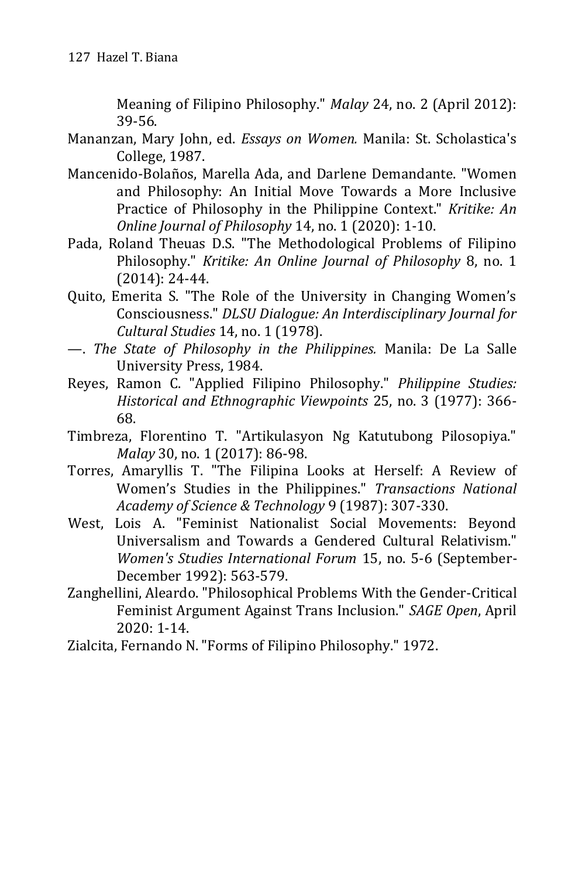Meaning of Filipino Philosophy." *Malay* 24, no. 2 (April 2012): 39-56.

Mananzan, Mary John, ed. *Essays on Women.* Manila: St. Scholastica's College, 1987.

Mancenido-Bolaños, Marella Ada, and Darlene Demandante. "Women and Philosophy: An Initial Move Towards a More Inclusive Practice of Philosophy in the Philippine Context." *Kritike: An Online Journal of Philosophy* 14, no. 1 (2020): 1-10.

Pada, Roland Theuas D.S. "The Methodological Problems of Filipino Philosophy." *Kritike: An Online Journal of Philosophy* 8, no. 1 (2014): 24-44.

Quito, Emerita S. "The Role of the University in Changing Women's Consciousness." *DLSU Dialogue: An Interdisciplinary Journal for Cultural Studies* 14, no. 1 (1978).

—. *The State of Philosophy in the Philippines.* Manila: De La Salle University Press, 1984.

Reyes, Ramon C. "Applied Filipino Philosophy." *Philippine Studies: Historical and Ethnographic Viewpoints* 25, no. 3 (1977): 366-68.

Timbreza, Florentino T. "Artikulasyon Ng Katutubong Pilosopiya." *Malay* 30, no. 1 (2017): 86-98.

Torres, Amaryllis T. "The Filipina Looks at Herself: A Review of Women's Studies in the Philippines." *Transactions National Academy of Science & Technology* 9 (1987): 307-330.

West, Lois A. "Feminist Nationalist Social Movements: Beyond Universalism and Towards a Gendered Cultural Relativism." *Women's Studies International Forum* 15, no. 5-6 (September-December 1992): 563-579.

Zanghellini, Aleardo. "Philosophical Problems With the Gender-Critical Feminist Argument Against Trans Inclusion." *SAGE Open*, April 2020: 1-14.

Zialcita, Fernando N. "Forms of Filipino Philosophy." 1972.